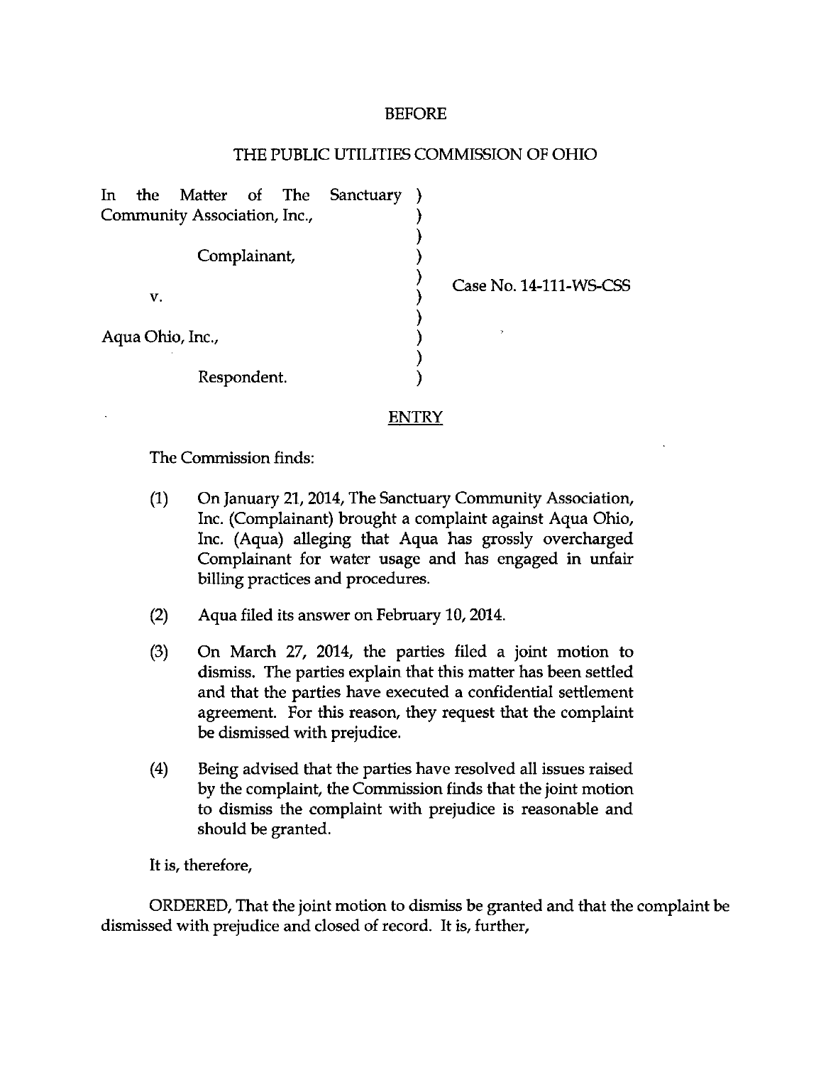BEFORE

THE PUBLIC UTILITIES COMMISSION OF OHIO

| | | |
|---|---|---|
| In the Matter of The Sanctuary Community Association, Inc., | ) | |
| | ) | |
| Complainant, | ) | |
| | ) | Case No. 14-111-WS-CSS |
| v. | ) | |
| | ) | |
| Aqua Ohio, Inc., | ) | |
| | ) | |
| Respondent. | ) | |

ENTRY

The Commission finds:

(1) On January 21, 2014, The Sanctuary Community Association, Inc. (Complainant) brought a complaint against Aqua Ohio, Inc. (Aqua) alleging that Aqua has grossly overcharged Complainant for water usage and has engaged in unfair billing practices and procedures.

(2) Aqua filed its answer on February 10, 2014.

(3) On March 27, 2014, the parties filed a joint motion to dismiss. The parties explain that this matter has been settled and that the parties have executed a confidential settlement agreement. For this reason, they request that the complaint be dismissed with prejudice.

(4) Being advised that the parties have resolved all issues raised by the complaint, the Commission finds that the joint motion to dismiss the complaint with prejudice is reasonable and should be granted.

It is, therefore,

ORDERED, That the joint motion to dismiss be granted and that the complaint be dismissed with prejudice and closed of record. It is, further,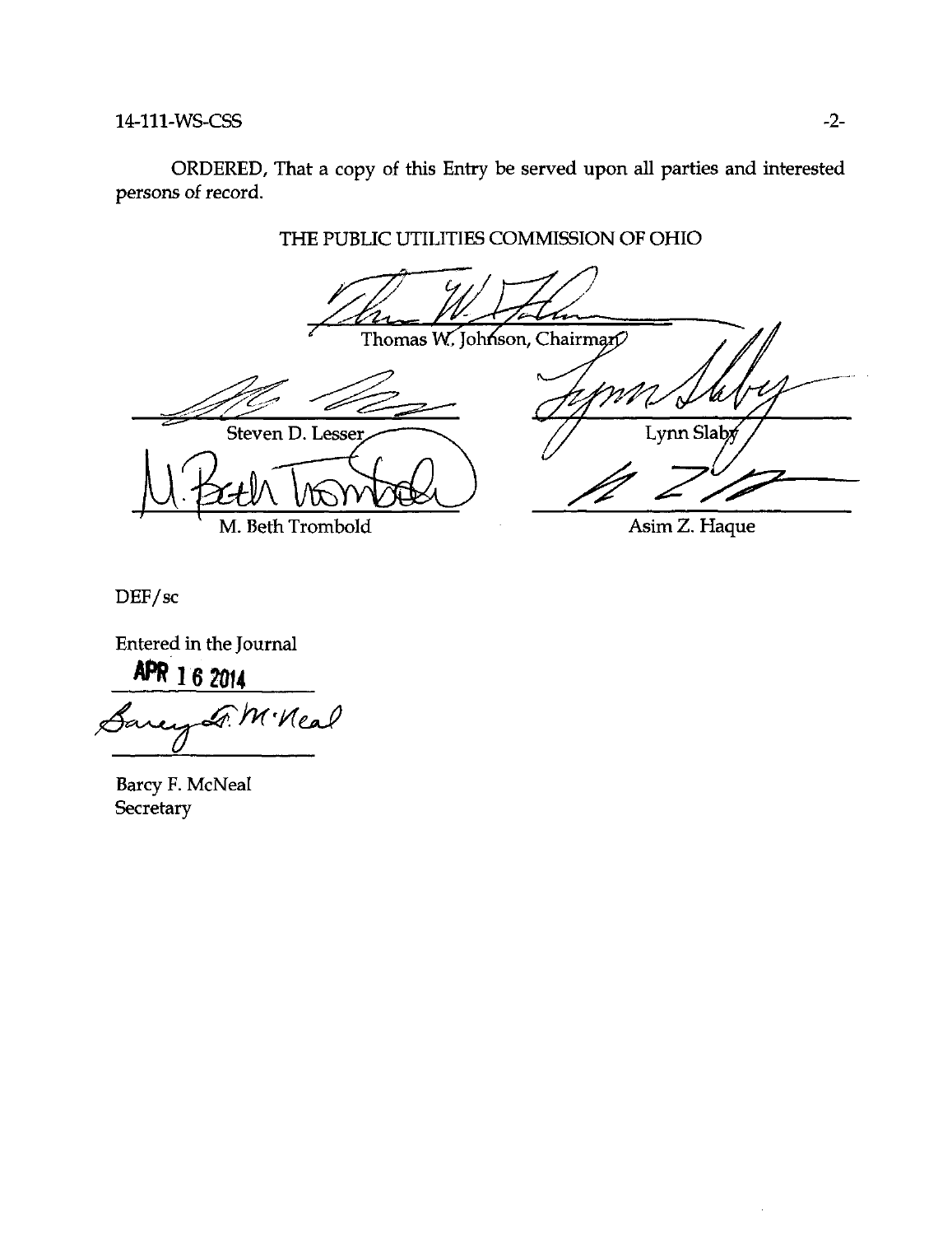ORDERED, That a copy of this Entry be served upon all parties and interested persons of record.

THE PUBLIC UTILITIES COMMISSION OF OHIO

Thomas W. Johnson, Chairman

Steven D. Lesser

Lynn Slaby

M. Beth Trombold

Asim Z. Haque

DEF/sc

Entered in the Journal

APR 16 2014

Barcy F. McNeal
Secretary